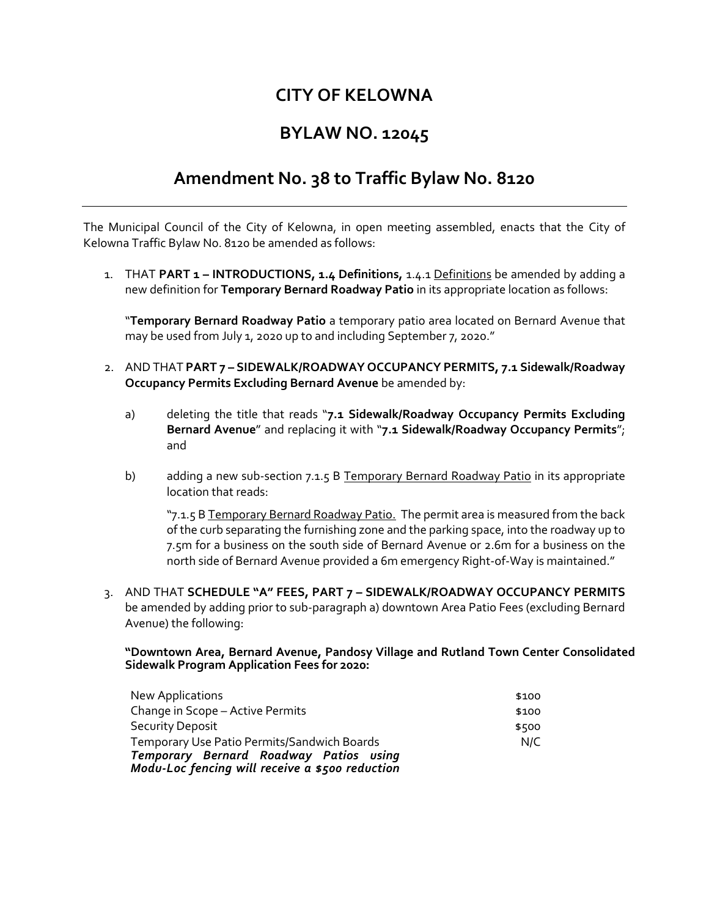# CITY OF KELOWNA

# BYLAW NO. 12045

## Amendment No. 38 to Traffic Bylaw No. 8120

---

The Municipal Council of the City of Kelowna, in open meeting assembled, enacts that the City of Kelowna Traffic Bylaw No. 8120 be amended as follows:

1. THAT **PART 1 – INTRODUCTIONS, 1.4 Definitions,** 1.4.1 Definitions be amended by adding a new definition for **Temporary Bernard Roadway Patio** in its appropriate location as follows:

   "**Temporary Bernard Roadway Patio** a temporary patio area located on Bernard Avenue that may be used from July 1, 2020 up to and including September 7, 2020."

2. AND THAT **PART 7 – SIDEWALK/ROADWAY OCCUPANCY PERMITS, 7.1 Sidewalk/Roadway Occupancy Permits Excluding Bernard Avenue** be amended by:

   a) deleting the title that reads "**7.1 Sidewalk/Roadway Occupancy Permits Excluding Bernard Avenue**" and replacing it with "**7.1 Sidewalk/Roadway Occupancy Permits**"; and

   b) adding a new sub-section 7.1.5 B Temporary Bernard Roadway Patio in its appropriate location that reads:

      "7.1.5 B Temporary Bernard Roadway Patio. The permit area is measured from the back of the curb separating the furnishing zone and the parking space, into the roadway up to 7.5m for a business on the south side of Bernard Avenue or 2.6m for a business on the north side of Bernard Avenue provided a 6m emergency Right-of-Way is maintained."

3. AND THAT **SCHEDULE "A" FEES, PART 7 – SIDEWALK/ROADWAY OCCUPANCY PERMITS** be amended by adding prior to sub-paragraph a) downtown Area Patio Fees (excluding Bernard Avenue) the following:

   **"Downtown Area, Bernard Avenue, Pandosy Village and Rutland Town Center Consolidated Sidewalk Program Application Fees for 2020:**

   | | |
   |---|---|
   | New Applications | \$100 |
   | Change in Scope – Active Permits | \$100 |
   | Security Deposit | \$500 |
   | Temporary Use Patio Permits/Sandwich Boards | N/C |
   | ***Temporary Bernard Roadway Patios using Modu-Loc fencing will receive a \$500 reduction*** | |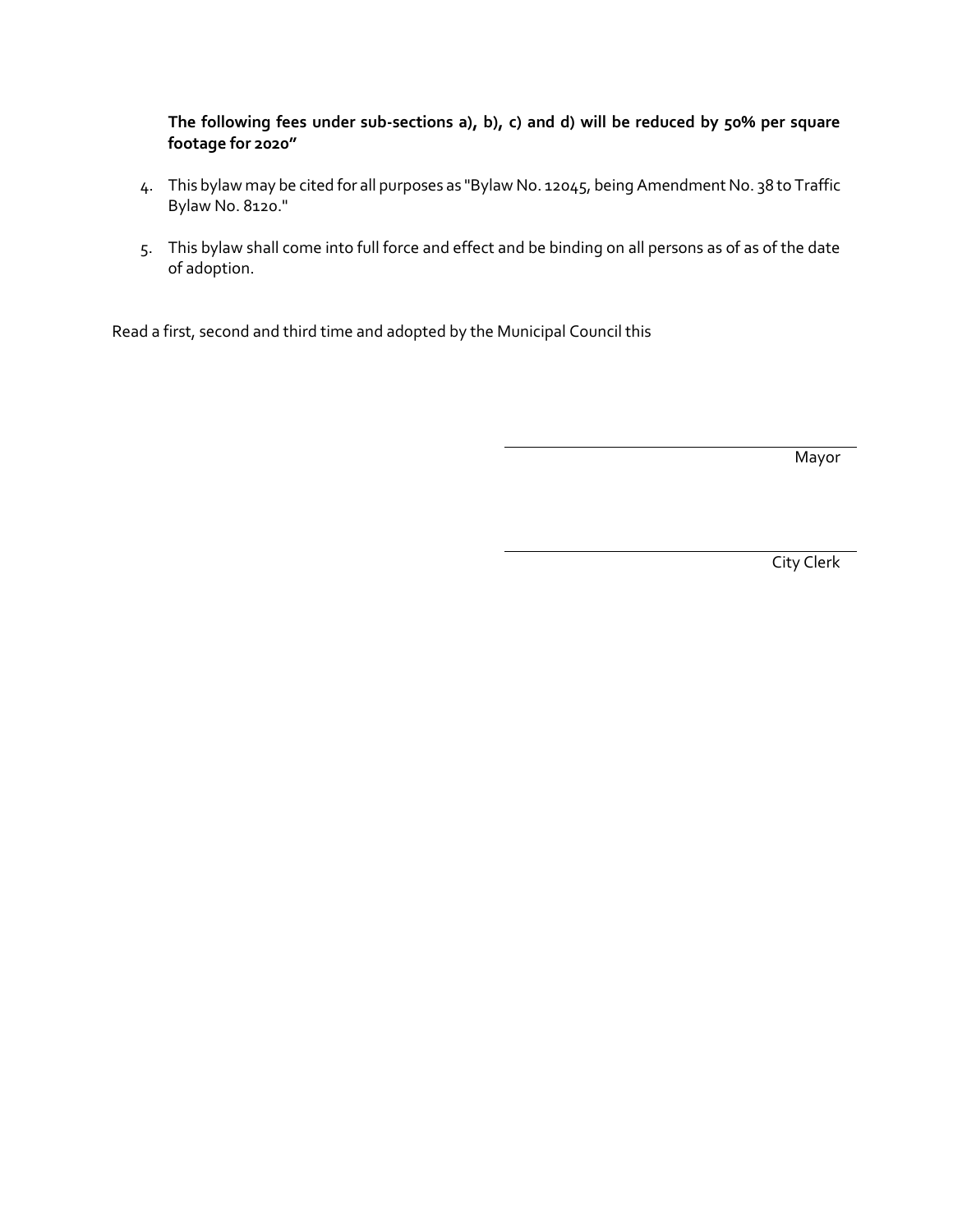**The following fees under sub-sections a), b), c) and d) will be reduced by 50% per square footage for 2020"**

4. This bylaw may be cited for all purposes as "Bylaw No. 12045, being Amendment No. 38 to Traffic Bylaw No. 8120."

5. This bylaw shall come into full force and effect and be binding on all persons as of as of the date of adoption.

Read a first, second and third time and adopted by the Municipal Council this

Mayor

City Clerk